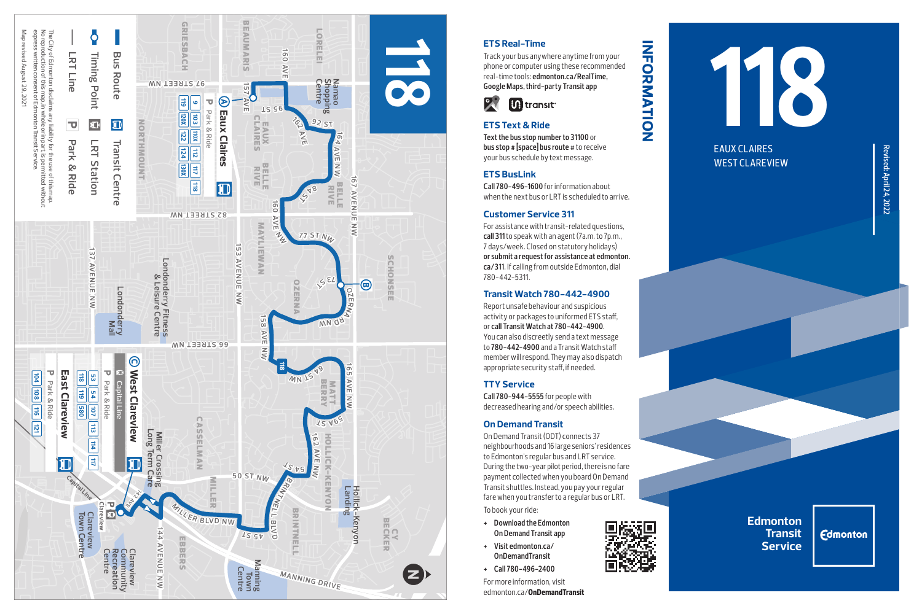# 118

EAUX CLAIRES
WEST CLAREVIEW

Revised: April 24, 2022

Edmonton Transit Service

Edmonton

## INFORMATION

### ETS Real-Time

Track your bus anywhere anytime from your phone or computer using these recommended real-time tools: **edmonton.ca/RealTime, Google Maps, third-party Transit app**

transit

### ETS Text & Ride

Text the bus stop number to 31100 or bus stop # [space] bus route # to receive your bus schedule by text message.

### ETS BusLink

**Call 780-496-1600** for information about when the next bus or LRT is scheduled to arrive.

### Customer Service 311

For assistance with transit-related questions, **call 311** to speak with an agent (7a.m. to 7p.m., 7 days/week. Closed on statutory holidays) **or submit a request for assistance at edmonton.ca/311**. If calling from outside Edmonton, dial 780-442-5311.

### Transit Watch 780-442-4900

Report unsafe behaviour and suspicious activity or packages to uniformed ETS staff, or **call Transit Watch at 780-442-4900**. You can also discreetly send a text message to **780-442-4900** and a Transit Watch staff member will respond. They may also dispatch appropriate security staff, if needed.

### TTY Service

**Call 780-944-5555** for people with decreased hearing and/or speech abilities.

### On Demand Transit

On Demand Transit (ODT) connects 37 neighbourhoods and 16 large seniors' residences to Edmonton's regular bus and LRT service. During the two-year pilot period, there is no fare payment collected when you board On Demand Transit shuttles. Instead, you pay your regular fare when you transfer to a regular bus or LRT.

To book your ride:

- Download the Edmonton On Demand Transit app
- Visit edmonton.ca/OnDemandTransit
- Call 780-496-2400

For more information, visit edmonton.ca/**OnDemandTransit**

## 118

**(A) Eaux Claires** — Transit Centre, Park & Ride — Routes: 9, 103, 110X, 112, 117, 118, 119, 120X, 122, 124, 130X

**(B)** Ozerna Rd / 73 St

**(C) West Clareview** — Transit Centre, Capital Line, Park & Ride — Routes: 53, 54, 107, 113, 114, 117, 118, 119, 580

**East Clareview** — Transit Centre, Park & Ride — Routes: 104, 108, 116, 121

Legend:
- Bus Route
- Timing Point
- LRT Line
- Transit Centre
- LRT Station
- Park & Ride

The City of Edmonton disclaims any liability for the use of this map. No reproduction of this map in whole or in part is permitted without express written consent of Edmonton Transit Service.

Map revised August 29, 2021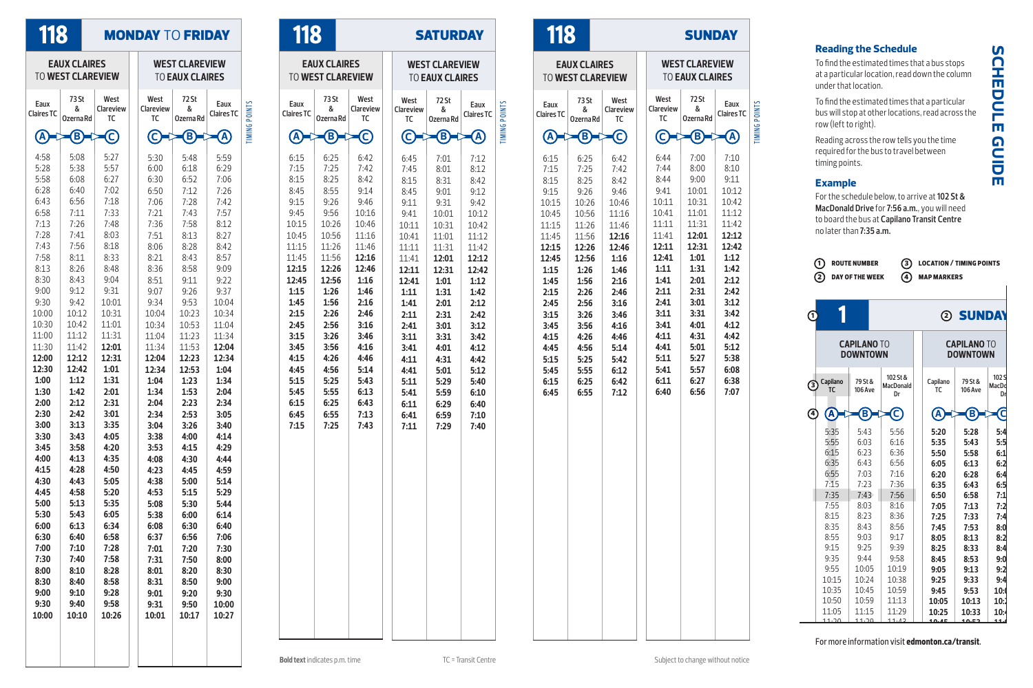# 118 MONDAY TO FRIDAY

| EAUX CLAIRES TO WEST CLAREVIEW | | | WEST CLAREVIEW TO EAUX CLAIRES | | |
|---|---|---|---|---|---|
| Eaux Claires TC | 73 St & Ozerna Rd | West Clareview TC | West Clareview TC | 72 St & Ozerna Rd | Eaux Claires TC |
| A | B | C | C | B | A |
| 4:58 | 5:08 | 5:27 | 5:30 | 5:48 | 5:59 |
| 5:28 | 5:38 | 5:57 | 6:00 | 6:18 | 6:29 |
| 5:58 | 6:08 | 6:27 | 6:30 | 6:52 | 7:06 |
| 6:28 | 6:40 | 7:02 | 6:50 | 7:12 | 7:26 |
| 6:43 | 6:56 | 7:18 | 7:06 | 7:28 | 7:42 |
| 6:58 | 7:11 | 7:33 | 7:21 | 7:43 | 7:57 |
| 7:13 | 7:26 | 7:48 | 7:36 | 7:58 | 8:12 |
| 7:28 | 7:41 | 8:03 | 7:51 | 8:13 | 8:27 |
| 7:43 | 7:56 | 8:18 | 8:06 | 8:28 | 8:42 |
| 7:58 | 8:11 | 8:33 | 8:21 | 8:43 | 8:57 |
| 8:13 | 8:26 | 8:48 | 8:36 | 8:58 | 9:09 |
| 8:30 | 8:43 | 9:04 | 8:51 | 9:11 | 9:22 |
| 9:00 | 9:12 | 9:31 | 9:07 | 9:26 | 9:37 |
| 9:30 | 9:42 | 10:01 | 9:34 | 9:53 | 10:04 |
| 10:00 | 10:12 | 10:31 | 10:04 | 10:23 | 10:34 |
| 10:30 | 10:42 | 11:01 | 10:34 | 10:53 | 11:04 |
| 11:00 | 11:12 | 11:31 | 11:04 | 11:23 | 11:34 |
| 11:30 | 11:42 | **12:01** | 11:34 | 11:53 | **12:04** |
| **12:00** | **12:12** | **12:31** | **12:04** | **12:23** | **12:34** |
| **12:30** | **12:42** | **1:01** | **12:34** | **12:53** | **1:04** |
| **1:00** | **1:12** | **1:31** | **1:04** | **1:23** | **1:34** |
| **1:30** | **1:42** | **2:01** | **1:34** | **1:53** | **2:04** |
| **2:00** | **2:12** | **2:31** | **2:04** | **2:23** | **2:34** |
| **2:30** | **2:42** | **3:01** | **2:34** | **2:53** | **3:05** |
| **3:00** | **3:13** | **3:35** | **3:04** | **3:26** | **3:40** |
| **3:30** | **3:43** | **4:05** | **3:38** | **4:00** | **4:14** |
| **3:45** | **3:58** | **4:20** | **3:53** | **4:15** | **4:29** |
| **4:00** | **4:13** | **4:35** | **4:08** | **4:30** | **4:44** |
| **4:15** | **4:28** | **4:50** | **4:23** | **4:45** | **4:59** |
| **4:30** | **4:43** | **5:05** | **4:38** | **5:00** | **5:14** |
| **4:45** | **4:58** | **5:20** | **4:53** | **5:15** | **5:29** |
| **5:00** | **5:13** | **5:35** | **5:08** | **5:30** | **5:44** |
| **5:30** | **5:43** | **6:05** | **5:38** | **6:00** | **6:14** |
| **6:00** | **6:13** | **6:34** | **6:08** | **6:30** | **6:40** |
| **6:30** | **6:40** | **6:58** | **6:37** | **6:56** | **7:06** |
| **7:00** | **7:10** | **7:28** | **7:01** | **7:20** | **7:30** |
| **7:30** | **7:40** | **7:58** | **7:31** | **7:50** | **8:00** |
| **8:00** | **8:10** | **8:28** | **8:01** | **8:20** | **8:30** |
| **8:30** | **8:40** | **8:58** | **8:31** | **8:50** | **9:00** |
| **9:00** | **9:10** | **9:28** | **9:01** | **9:20** | **9:30** |
| **9:30** | **9:40** | **9:58** | **9:31** | **9:50** | **10:00** |
| **10:00** | **10:10** | **10:26** | **10:01** | **10:17** | **10:27** |

TIMING POINTS

# 118 SATURDAY

| EAUX CLAIRES TO WEST CLAREVIEW | | | WEST CLAREVIEW TO EAUX CLAIRES | | |
|---|---|---|---|---|---|
| Eaux Claires TC | 73 St & Ozerna Rd | West Clareview TC | West Clareview TC | 72 St & Ozerna Rd | Eaux Claires TC |
| A | B | C | C | B | A |
| 6:15 | 6:25 | 6:42 | 6:45 | 7:01 | 7:12 |
| 7:15 | 7:25 | 7:42 | 7:45 | 8:01 | 8:12 |
| 8:15 | 8:25 | 8:42 | 8:15 | 8:31 | 8:42 |
| 8:45 | 8:55 | 9:14 | 8:45 | 9:01 | 9:12 |
| 9:15 | 9:26 | 9:46 | 9:11 | 9:31 | 9:42 |
| 9:45 | 9:56 | 10:16 | 9:41 | 10:01 | 10:12 |
| 10:15 | 10:26 | 10:46 | 10:11 | 10:31 | 10:42 |
| 10:45 | 10:56 | 11:16 | 10:41 | 11:01 | 11:12 |
| 11:15 | 11:26 | 11:46 | 11:11 | 11:31 | 11:42 |
| 11:45 | 11:56 | **12:16** | 11:41 | **12:01** | **12:12** |
| **12:15** | **12:26** | **12:46** | **12:11** | **12:31** | **12:42** |
| **12:45** | **12:56** | **1:16** | **12:41** | **1:01** | **1:12** |
| **1:15** | **1:26** | **1:46** | **1:11** | **1:31** | **1:42** |
| **1:45** | **1:56** | **2:16** | **1:41** | **2:01** | **2:12** |
| **2:15** | **2:26** | **2:46** | **2:11** | **2:31** | **2:42** |
| **2:45** | **2:56** | **3:16** | **2:41** | **3:01** | **3:12** |
| **3:15** | **3:26** | **3:46** | **3:11** | **3:31** | **3:42** |
| **3:45** | **3:56** | **4:16** | **3:41** | **4:01** | **4:12** |
| **4:15** | **4:26** | **4:46** | **4:11** | **4:31** | **4:42** |
| **4:45** | **4:56** | **5:14** | **4:41** | **5:01** | **5:12** |
| **5:15** | **5:25** | **5:43** | **5:11** | **5:29** | **5:40** |
| **5:45** | **5:55** | **6:13** | **5:41** | **5:59** | **6:10** |
| **6:15** | **6:25** | **6:43** | **6:11** | **6:29** | **6:40** |
| **6:45** | **6:55** | **7:13** | **6:41** | **6:59** | **7:10** |
| **7:15** | **7:25** | **7:43** | **7:11** | **7:29** | **7:40** |

TIMING POINTS

# 118 SUNDAY

| EAUX CLAIRES TO WEST CLAREVIEW | | | WEST CLAREVIEW TO EAUX CLAIRES | | |
|---|---|---|---|---|---|
| Eaux Claires TC | 73 St & Ozerna Rd | West Clareview TC | West Clareview TC | 72 St & Ozerna Rd | Eaux Claires TC |
| A | B | C | C | B | A |
| 6:15 | 6:25 | 6:42 | 6:44 | 7:00 | 7:10 |
| 7:15 | 7:25 | 7:42 | 7:44 | 8:00 | 8:10 |
| 8:15 | 8:25 | 8:42 | 8:44 | 9:00 | 9:11 |
| 9:15 | 9:26 | 9:46 | 9:41 | 10:01 | 10:12 |
| 10:15 | 10:26 | 10:46 | 10:11 | 10:31 | 10:42 |
| 10:45 | 10:56 | 11:16 | 10:41 | 11:01 | 11:12 |
| 11:15 | 11:26 | 11:46 | 11:11 | 11:31 | 11:42 |
| 11:45 | 11:56 | **12:16** | 11:41 | **12:01** | **12:12** |
| **12:15** | **12:26** | **12:46** | **12:11** | **12:31** | **12:42** |
| **12:45** | **12:56** | **1:16** | **12:41** | **1:01** | **1:12** |
| **1:15** | **1:26** | **1:46** | **1:11** | **1:31** | **1:42** |
| **1:45** | **1:56** | **2:16** | **1:41** | **2:01** | **2:12** |
| **2:15** | **2:26** | **2:46** | **2:11** | **2:31** | **2:42** |
| **2:45** | **2:56** | **3:16** | **2:41** | **3:01** | **3:12** |
| **3:15** | **3:26** | **3:46** | **3:11** | **3:31** | **3:42** |
| **3:45** | **3:56** | **4:16** | **3:41** | **4:01** | **4:12** |
| **4:15** | **4:26** | **4:46** | **4:11** | **4:31** | **4:42** |
| **4:45** | **4:56** | **5:14** | **4:41** | **5:01** | **5:12** |
| **5:15** | **5:25** | **5:42** | **5:11** | **5:27** | **5:38** |
| **5:45** | **5:55** | **6:12** | **5:41** | **5:57** | **6:08** |
| **6:15** | **6:25** | **6:42** | **6:11** | **6:27** | **6:38** |
| **6:45** | **6:55** | **7:12** | **6:40** | **6:56** | **7:07** |

TIMING POINTS

**Bold text** indicates p.m. time

TC = Transit Centre

Subject to change without notice

# SCHEDULE GUIDE

## Reading the Schedule

To find the estimated times that a bus stops at a particular location, read down the column under that location.

To find the estimated times that a particular bus will stop at other locations, read across the row (left to right).

Reading across the row tells you the time required for the bus to travel between timing points.

## Example

For the schedule below, to arrive at **102 St & MacDonald Drive** for **7:56 a.m.**, you will need to board the bus at **Capilano Transit Centre** no later than **7:35 a.m.**

1. ROUTE NUMBER
2. DAY OF THE WEEK
3. LOCATION / TIMING POINTS
4. MAP MARKERS

**1** — **SUNDAY**

| CAPILANO TO DOWNTOWN | | | CAPILANO TO DOWNTOWN | | |
|---|---|---|---|---|---|
| Capilano TC | 79 St & 106 Ave | 102 St & MacDonald Dr | Capilano TC | 79 St & 106 Ave | 102 S MacDo Dr |
| A | B | C | A | B | C |
| 5:35 | 5:43 | 5:56 | **5:20** | **5:28** | **5:4** |
| 5:55 | 6:03 | 6:16 | **5:35** | **5:43** | **5:5** |
| 6:15 | 6:23 | 6:36 | **5:50** | **5:58** | **6:1** |
| 6:35 | 6:43 | 6:56 | **6:05** | **6:13** | **6:2** |
| 6:55 | 7:03 | 7:16 | **6:20** | **6:28** | **6:4** |
| 7:15 | 7:23 | 7:36 | **6:35** | **6:43** | **6:5** |
| 7:35 | 7:43 | 7:56 | **6:50** | **6:58** | **7:1** |
| 7:55 | 8:03 | 8:16 | **7:05** | **7:13** | **7:2** |
| 8:15 | 8:23 | 8:36 | **7:25** | **7:33** | **7:4** |
| 8:35 | 8:43 | 8:56 | **7:45** | **7:53** | **8:0** |
| 8:55 | 9:03 | 9:17 | **8:05** | **8:13** | **8:2** |
| 9:15 | 9:25 | 9:39 | **8:25** | **8:33** | **8:4** |
| 9:35 | 9:44 | 9:58 | **8:45** | **8:53** | **9:0** |
| 9:55 | 10:05 | 10:19 | **9:05** | **9:13** | **9:2** |
| 10:15 | 10:24 | 10:38 | **9:25** | **9:33** | **9:4** |
| 10:35 | 10:45 | 10:59 | **9:45** | **9:53** | **10:** |
| 10:50 | 10:59 | 11:13 | **10:05** | **10:13** | **10:** |
| 11:05 | 11:15 | 11:29 | **10:25** | **10:33** | **10:** |

For more information visit **edmonton.ca/transit**.